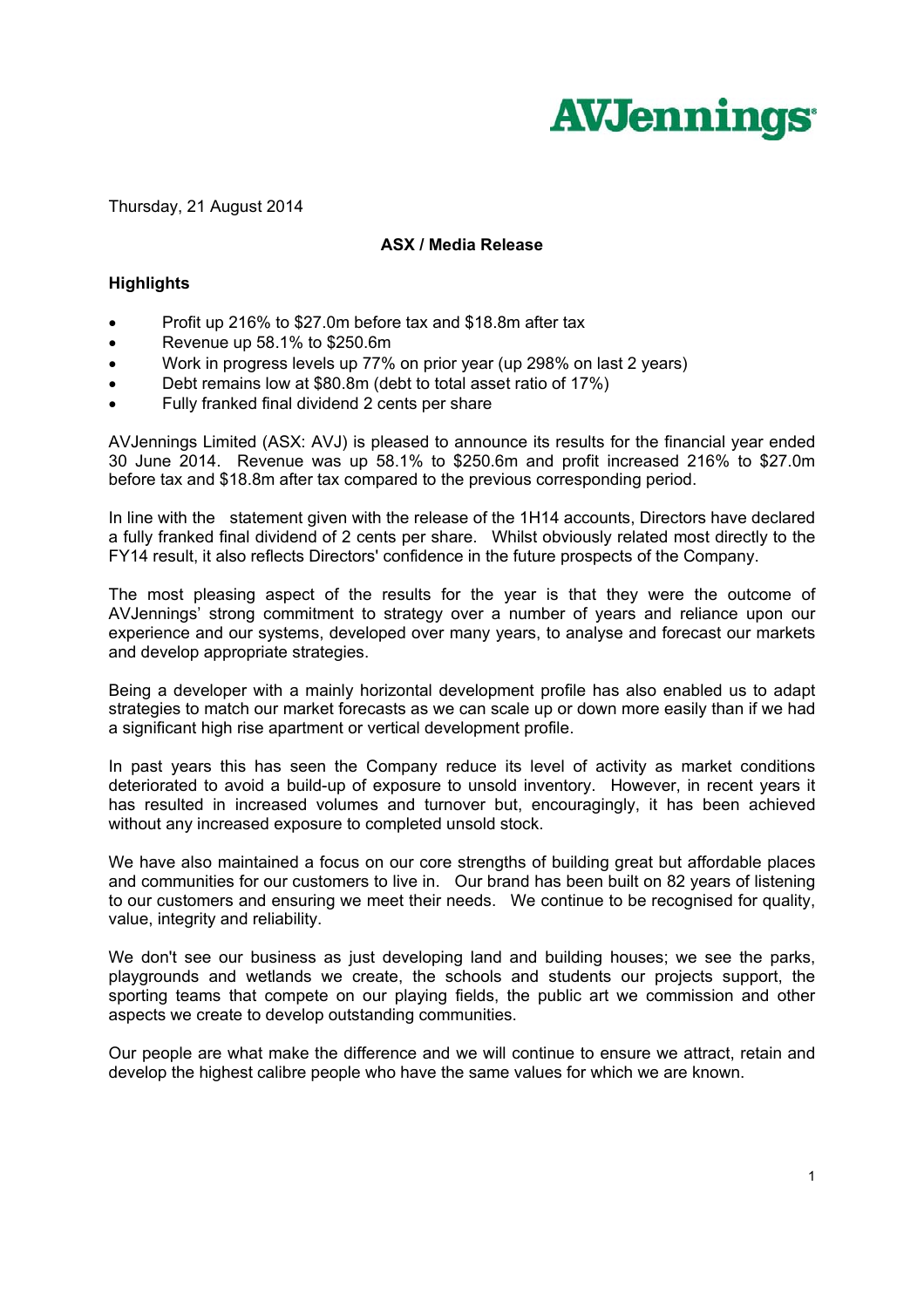AVJennings

Thursday, 21 August 2014

**ASX / Media Release**

**Highlights**

- Profit up 216% to $27.0m before tax and $18.8m after tax
- Revenue up 58.1% to $250.6m
- Work in progress levels up 77% on prior year (up 298% on last 2 years)
- Debt remains low at $80.8m (debt to total asset ratio of 17%)
- Fully franked final dividend 2 cents per share

AVJennings Limited (ASX: AVJ) is pleased to announce its results for the financial year ended 30 June 2014. Revenue was up 58.1% to $250.6m and profit increased 216% to $27.0m before tax and $18.8m after tax compared to the previous corresponding period.

In line with the statement given with the release of the 1H14 accounts, Directors have declared a fully franked final dividend of 2 cents per share. Whilst obviously related most directly to the FY14 result, it also reflects Directors' confidence in the future prospects of the Company.

The most pleasing aspect of the results for the year is that they were the outcome of AVJennings' strong commitment to strategy over a number of years and reliance upon our experience and our systems, developed over many years, to analyse and forecast our markets and develop appropriate strategies.

Being a developer with a mainly horizontal development profile has also enabled us to adapt strategies to match our market forecasts as we can scale up or down more easily than if we had a significant high rise apartment or vertical development profile.

In past years this has seen the Company reduce its level of activity as market conditions deteriorated to avoid a build-up of exposure to unsold inventory. However, in recent years it has resulted in increased volumes and turnover but, encouragingly, it has been achieved without any increased exposure to completed unsold stock.

We have also maintained a focus on our core strengths of building great but affordable places and communities for our customers to live in. Our brand has been built on 82 years of listening to our customers and ensuring we meet their needs. We continue to be recognised for quality, value, integrity and reliability.

We don't see our business as just developing land and building houses; we see the parks, playgrounds and wetlands we create, the schools and students our projects support, the sporting teams that compete on our playing fields, the public art we commission and other aspects we create to develop outstanding communities.

Our people are what make the difference and we will continue to ensure we attract, retain and develop the highest calibre people who have the same values for which we are known.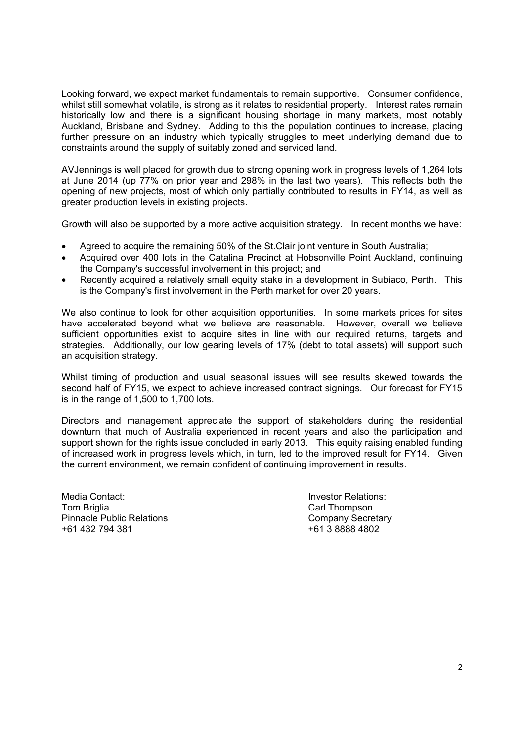Looking forward, we expect market fundamentals to remain supportive. Consumer confidence, whilst still somewhat volatile, is strong as it relates to residential property. Interest rates remain historically low and there is a significant housing shortage in many markets, most notably Auckland, Brisbane and Sydney. Adding to this the population continues to increase, placing further pressure on an industry which typically struggles to meet underlying demand due to constraints around the supply of suitably zoned and serviced land.

AVJennings is well placed for growth due to strong opening work in progress levels of 1,264 lots at June 2014 (up 77% on prior year and 298% in the last two years). This reflects both the opening of new projects, most of which only partially contributed to results in FY14, as well as greater production levels in existing projects.

Growth will also be supported by a more active acquisition strategy. In recent months we have:

- Agreed to acquire the remaining 50% of the St.Clair joint venture in South Australia;
- Acquired over 400 lots in the Catalina Precinct at Hobsonville Point Auckland, continuing the Company's successful involvement in this project; and
- Recently acquired a relatively small equity stake in a development in Subiaco, Perth. This is the Company's first involvement in the Perth market for over 20 years.

We also continue to look for other acquisition opportunities. In some markets prices for sites have accelerated beyond what we believe are reasonable. However, overall we believe sufficient opportunities exist to acquire sites in line with our required returns, targets and strategies. Additionally, our low gearing levels of 17% (debt to total assets) will support such an acquisition strategy.

Whilst timing of production and usual seasonal issues will see results skewed towards the second half of FY15, we expect to achieve increased contract signings. Our forecast for FY15 is in the range of 1,500 to 1,700 lots.

Directors and management appreciate the support of stakeholders during the residential downturn that much of Australia experienced in recent years and also the participation and support shown for the rights issue concluded in early 2013. This equity raising enabled funding of increased work in progress levels which, in turn, led to the improved result for FY14. Given the current environment, we remain confident of continuing improvement in results.

Media Contact:
Tom Briglia
Pinnacle Public Relations
+61 432 794 381

Investor Relations:
Carl Thompson
Company Secretary
+61 3 8888 4802